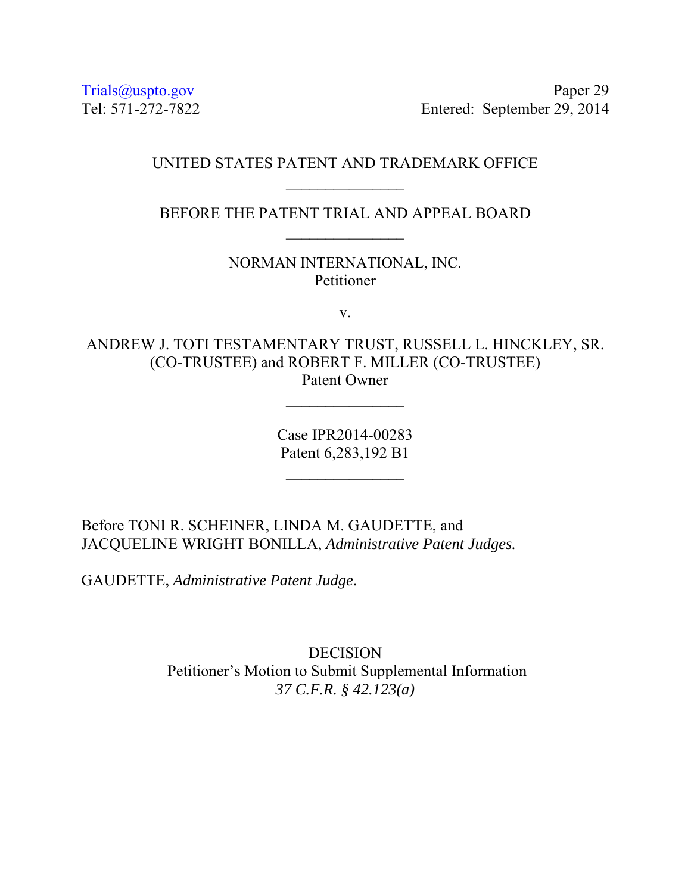Trials@uspto.gov
Tel: 571-272-7822

Paper 29
Entered: September 29, 2014

UNITED STATES PATENT AND TRADEMARK OFFICE

\_\_\_\_\_\_\_\_\_\_\_\_\_\_\_

BEFORE THE PATENT TRIAL AND APPEAL BOARD

\_\_\_\_\_\_\_\_\_\_\_\_\_\_\_

NORMAN INTERNATIONAL, INC.
Petitioner

v.

ANDREW J. TOTI TESTAMENTARY TRUST, RUSSELL L. HINCKLEY, SR. (CO-TRUSTEE) and ROBERT F. MILLER (CO-TRUSTEE)
Patent Owner

\_\_\_\_\_\_\_\_\_\_\_\_\_\_\_

Case IPR2014-00283
Patent 6,283,192 B1

\_\_\_\_\_\_\_\_\_\_\_\_\_\_\_

Before TONI R. SCHEINER, LINDA M. GAUDETTE, and JACQUELINE WRIGHT BONILLA, *Administrative Patent Judges.*

GAUDETTE, *Administrative Patent Judge*.

DECISION
Petitioner's Motion to Submit Supplemental Information
*37 C.F.R. § 42.123(a)*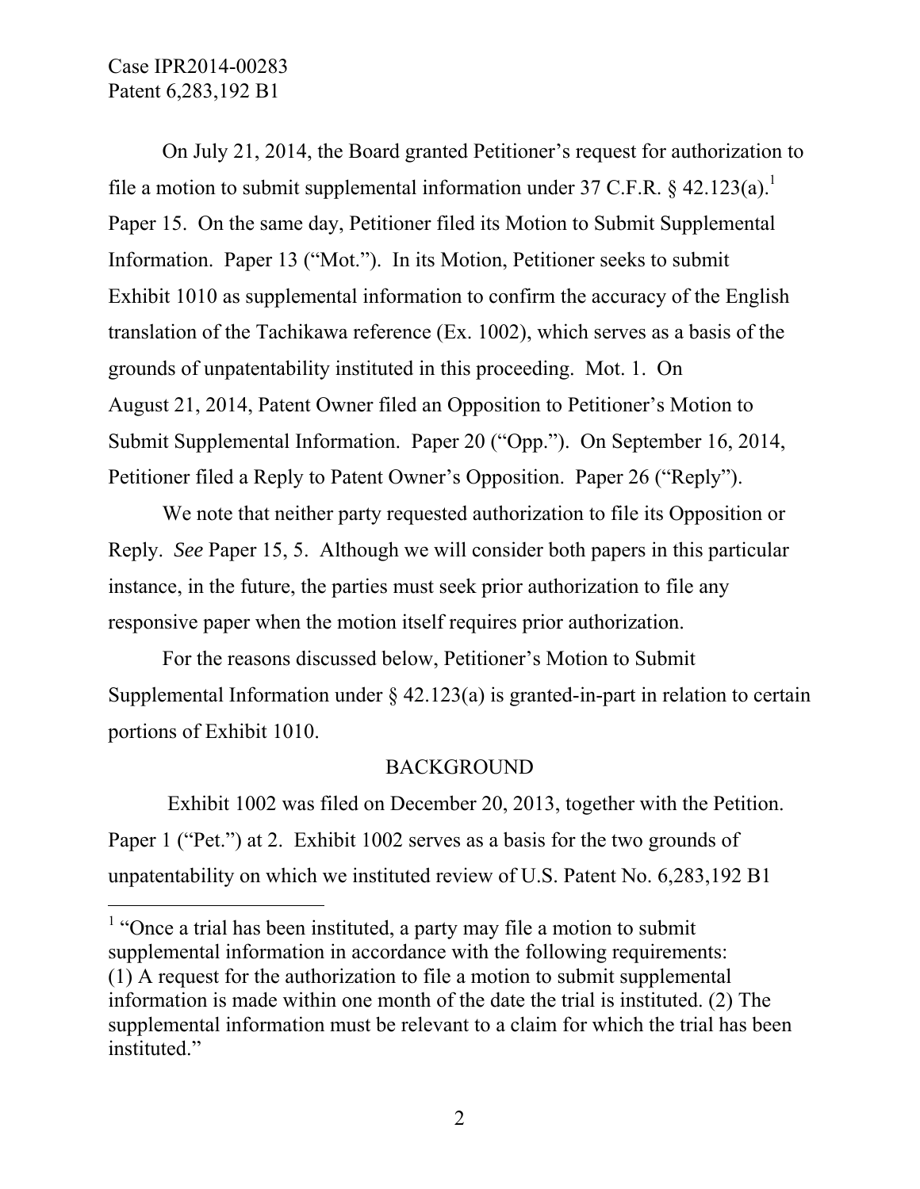On July 21, 2014, the Board granted Petitioner's request for authorization to file a motion to submit supplemental information under 37 C.F.R. § 42.123(a).[1] Paper 15. On the same day, Petitioner filed its Motion to Submit Supplemental Information. Paper 13 ("Mot."). In its Motion, Petitioner seeks to submit Exhibit 1010 as supplemental information to confirm the accuracy of the English translation of the Tachikawa reference (Ex. 1002), which serves as a basis of the grounds of unpatentability instituted in this proceeding. Mot. 1. On August 21, 2014, Patent Owner filed an Opposition to Petitioner's Motion to Submit Supplemental Information. Paper 20 ("Opp."). On September 16, 2014, Petitioner filed a Reply to Patent Owner's Opposition. Paper 26 ("Reply").

We note that neither party requested authorization to file its Opposition or Reply. *See* Paper 15, 5. Although we will consider both papers in this particular instance, in the future, the parties must seek prior authorization to file any responsive paper when the motion itself requires prior authorization.

For the reasons discussed below, Petitioner's Motion to Submit Supplemental Information under § 42.123(a) is granted-in-part in relation to certain portions of Exhibit 1010.

## BACKGROUND

Exhibit 1002 was filed on December 20, 2013, together with the Petition. Paper 1 ("Pet.") at 2. Exhibit 1002 serves as a basis for the two grounds of unpatentability on which we instituted review of U.S. Patent No. 6,283,192 B1

---

[1] "Once a trial has been instituted, a party may file a motion to submit supplemental information in accordance with the following requirements: (1) A request for the authorization to file a motion to submit supplemental information is made within one month of the date the trial is instituted. (2) The supplemental information must be relevant to a claim for which the trial has been instituted."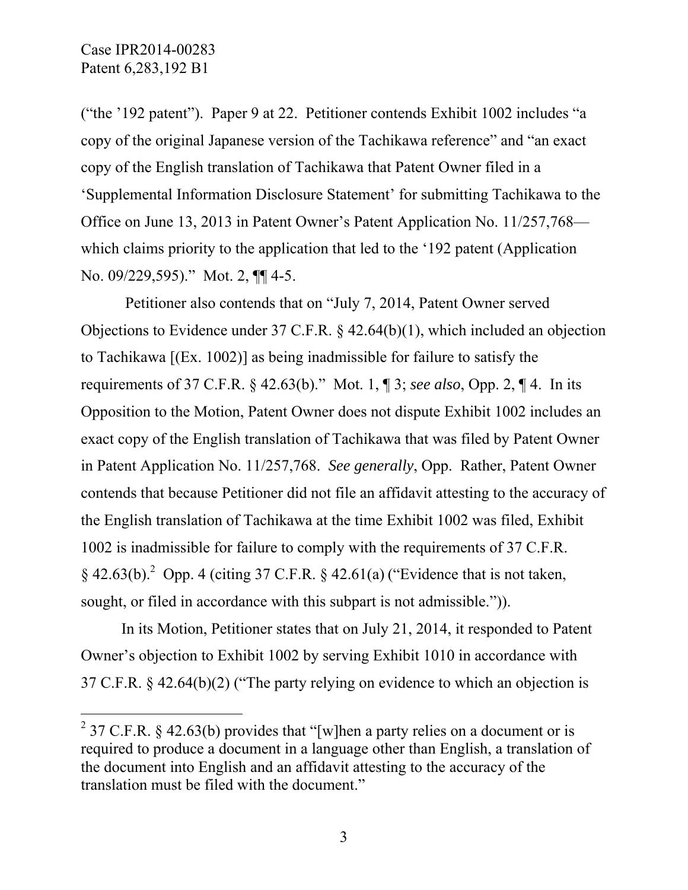("the '192 patent"). Paper 9 at 22. Petitioner contends Exhibit 1002 includes "a copy of the original Japanese version of the Tachikawa reference" and "an exact copy of the English translation of Tachikawa that Patent Owner filed in a 'Supplemental Information Disclosure Statement' for submitting Tachikawa to the Office on June 13, 2013 in Patent Owner's Patent Application No. 11/257,768—which claims priority to the application that led to the '192 patent (Application No. 09/229,595)." Mot. 2, ¶¶ 4-5.

Petitioner also contends that on "July 7, 2014, Patent Owner served Objections to Evidence under 37 C.F.R. § 42.64(b)(1), which included an objection to Tachikawa [(Ex. 1002)] as being inadmissible for failure to satisfy the requirements of 37 C.F.R. § 42.63(b)." Mot. 1, ¶ 3; *see also*, Opp. 2, ¶ 4. In its Opposition to the Motion, Patent Owner does not dispute Exhibit 1002 includes an exact copy of the English translation of Tachikawa that was filed by Patent Owner in Patent Application No. 11/257,768. *See generally*, Opp. Rather, Patent Owner contends that because Petitioner did not file an affidavit attesting to the accuracy of the English translation of Tachikawa at the time Exhibit 1002 was filed, Exhibit 1002 is inadmissible for failure to comply with the requirements of 37 C.F.R. § 42.63(b).[2] Opp. 4 (citing 37 C.F.R. § 42.61(a) ("Evidence that is not taken, sought, or filed in accordance with this subpart is not admissible.")).

In its Motion, Petitioner states that on July 21, 2014, it responded to Patent Owner's objection to Exhibit 1002 by serving Exhibit 1010 in accordance with 37 C.F.R. § 42.64(b)(2) ("The party relying on evidence to which an objection is

---

[2] 37 C.F.R. § 42.63(b) provides that "[w]hen a party relies on a document or is required to produce a document in a language other than English, a translation of the document into English and an affidavit attesting to the accuracy of the translation must be filed with the document."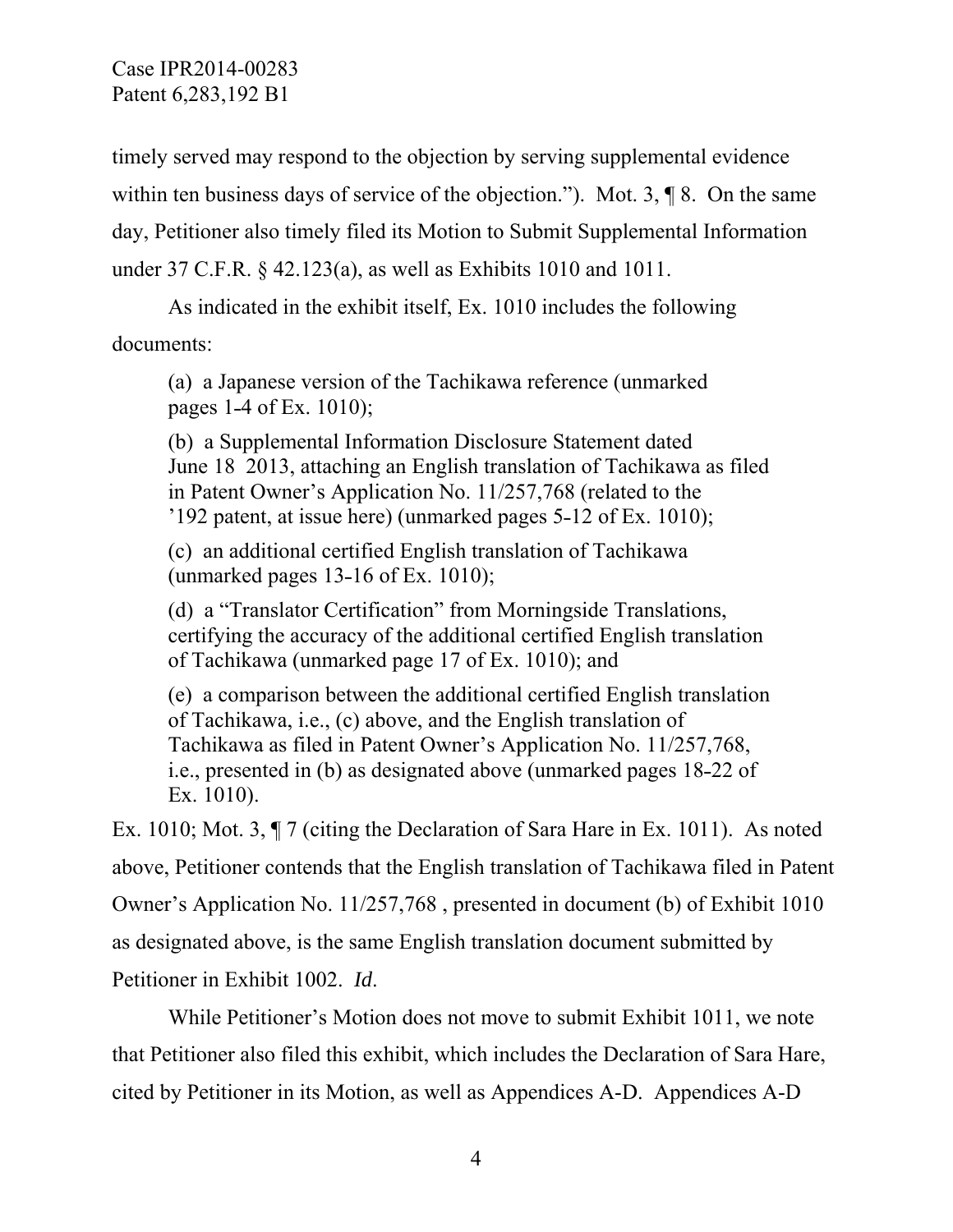timely served may respond to the objection by serving supplemental evidence within ten business days of service of the objection."). Mot. 3, ¶ 8. On the same day, Petitioner also timely filed its Motion to Submit Supplemental Information under 37 C.F.R. § 42.123(a), as well as Exhibits 1010 and 1011.

As indicated in the exhibit itself, Ex. 1010 includes the following documents:

> (a) a Japanese version of the Tachikawa reference (unmarked pages 1-4 of Ex. 1010);
>
> (b) a Supplemental Information Disclosure Statement dated June 18 2013, attaching an English translation of Tachikawa as filed in Patent Owner's Application No. 11/257,768 (related to the '192 patent, at issue here) (unmarked pages 5-12 of Ex. 1010);
>
> (c) an additional certified English translation of Tachikawa (unmarked pages 13-16 of Ex. 1010);
>
> (d) a "Translator Certification" from Morningside Translations, certifying the accuracy of the additional certified English translation of Tachikawa (unmarked page 17 of Ex. 1010); and
>
> (e) a comparison between the additional certified English translation of Tachikawa, i.e., (c) above, and the English translation of Tachikawa as filed in Patent Owner's Application No. 11/257,768, i.e., presented in (b) as designated above (unmarked pages 18-22 of Ex. 1010).

Ex. 1010; Mot. 3, ¶ 7 (citing the Declaration of Sara Hare in Ex. 1011). As noted above, Petitioner contends that the English translation of Tachikawa filed in Patent Owner's Application No. 11/257,768 , presented in document (b) of Exhibit 1010 as designated above, is the same English translation document submitted by Petitioner in Exhibit 1002. *Id*.

While Petitioner's Motion does not move to submit Exhibit 1011, we note that Petitioner also filed this exhibit, which includes the Declaration of Sara Hare, cited by Petitioner in its Motion, as well as Appendices A-D. Appendices A-D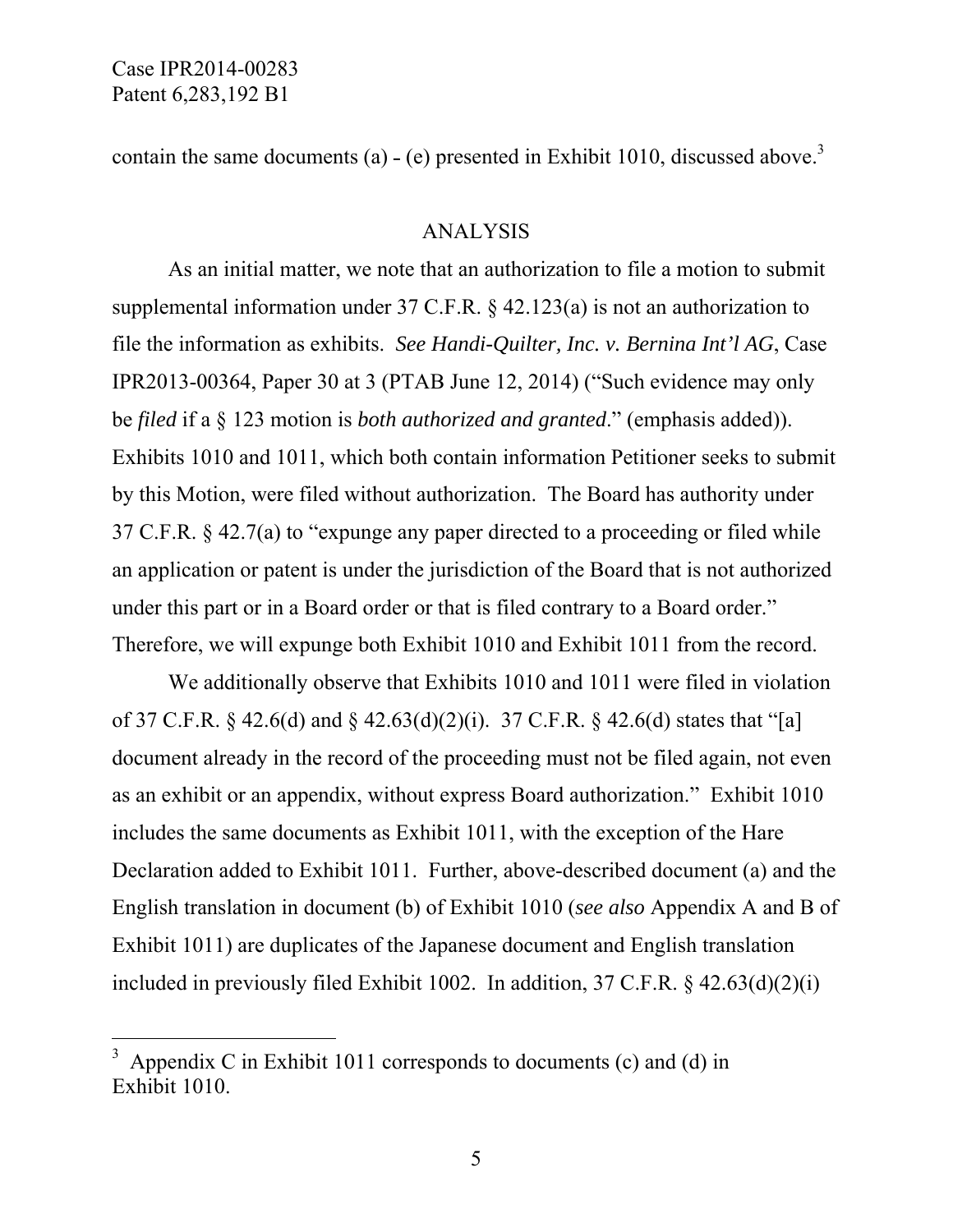contain the same documents (a) - (e) presented in Exhibit 1010, discussed above.[3]

## ANALYSIS

As an initial matter, we note that an authorization to file a motion to submit supplemental information under 37 C.F.R. § 42.123(a) is not an authorization to file the information as exhibits. *See Handi-Quilter, Inc. v. Bernina Int'l AG*, Case IPR2013-00364, Paper 30 at 3 (PTAB June 12, 2014) ("Such evidence may only be *filed* if a § 123 motion is *both authorized and granted*." (emphasis added)). Exhibits 1010 and 1011, which both contain information Petitioner seeks to submit by this Motion, were filed without authorization. The Board has authority under 37 C.F.R. § 42.7(a) to "expunge any paper directed to a proceeding or filed while an application or patent is under the jurisdiction of the Board that is not authorized under this part or in a Board order or that is filed contrary to a Board order." Therefore, we will expunge both Exhibit 1010 and Exhibit 1011 from the record.

We additionally observe that Exhibits 1010 and 1011 were filed in violation of 37 C.F.R. § 42.6(d) and § 42.63(d)(2)(i). 37 C.F.R. § 42.6(d) states that "[a] document already in the record of the proceeding must not be filed again, not even as an exhibit or an appendix, without express Board authorization." Exhibit 1010 includes the same documents as Exhibit 1011, with the exception of the Hare Declaration added to Exhibit 1011. Further, above-described document (a) and the English translation in document (b) of Exhibit 1010 (*see also* Appendix A and B of Exhibit 1011) are duplicates of the Japanese document and English translation included in previously filed Exhibit 1002. In addition, 37 C.F.R. § 42.63(d)(2)(i)

---

[3] Appendix C in Exhibit 1011 corresponds to documents (c) and (d) in Exhibit 1010.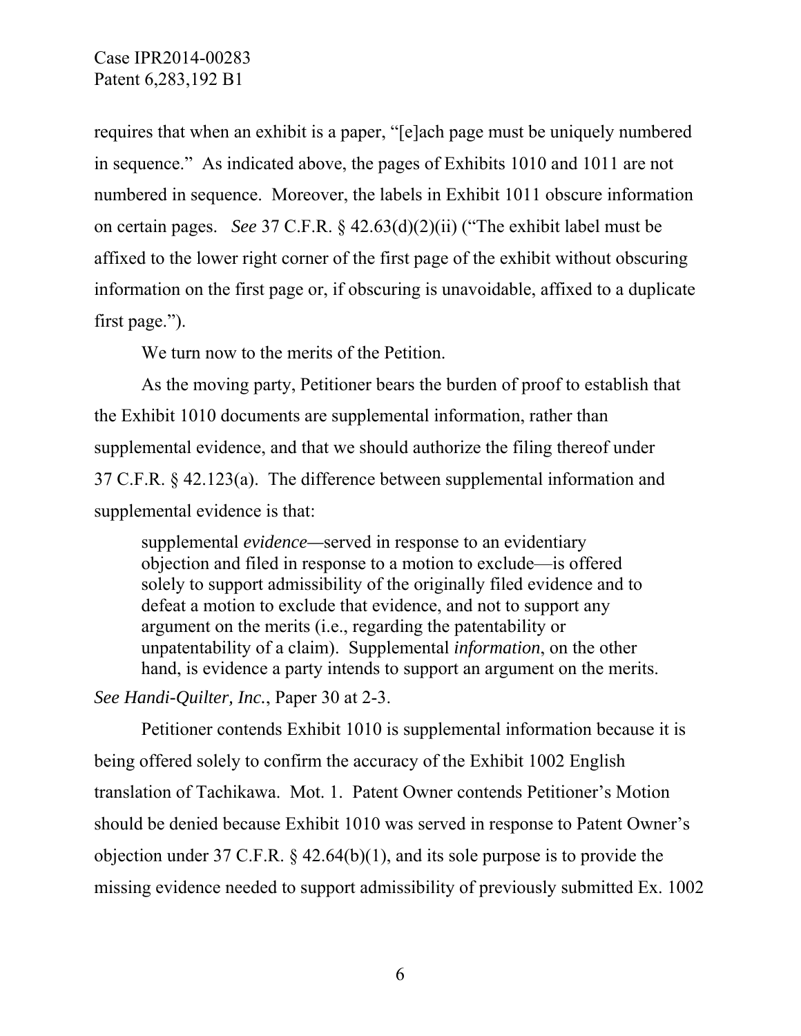requires that when an exhibit is a paper, "[e]ach page must be uniquely numbered in sequence." As indicated above, the pages of Exhibits 1010 and 1011 are not numbered in sequence. Moreover, the labels in Exhibit 1011 obscure information on certain pages. *See* 37 C.F.R. § 42.63(d)(2)(ii) ("The exhibit label must be affixed to the lower right corner of the first page of the exhibit without obscuring information on the first page or, if obscuring is unavoidable, affixed to a duplicate first page.").

We turn now to the merits of the Petition.

As the moving party, Petitioner bears the burden of proof to establish that the Exhibit 1010 documents are supplemental information, rather than supplemental evidence, and that we should authorize the filing thereof under 37 C.F.R. § 42.123(a). The difference between supplemental information and supplemental evidence is that:

> supplemental *evidence*—served in response to an evidentiary objection and filed in response to a motion to exclude—is offered solely to support admissibility of the originally filed evidence and to defeat a motion to exclude that evidence, and not to support any argument on the merits (i.e., regarding the patentability or unpatentability of a claim). Supplemental *information*, on the other hand, is evidence a party intends to support an argument on the merits.

*See Handi-Quilter, Inc.*, Paper 30 at 2-3.

Petitioner contends Exhibit 1010 is supplemental information because it is being offered solely to confirm the accuracy of the Exhibit 1002 English translation of Tachikawa. Mot. 1. Patent Owner contends Petitioner's Motion should be denied because Exhibit 1010 was served in response to Patent Owner's objection under 37 C.F.R. § 42.64(b)(1), and its sole purpose is to provide the missing evidence needed to support admissibility of previously submitted Ex. 1002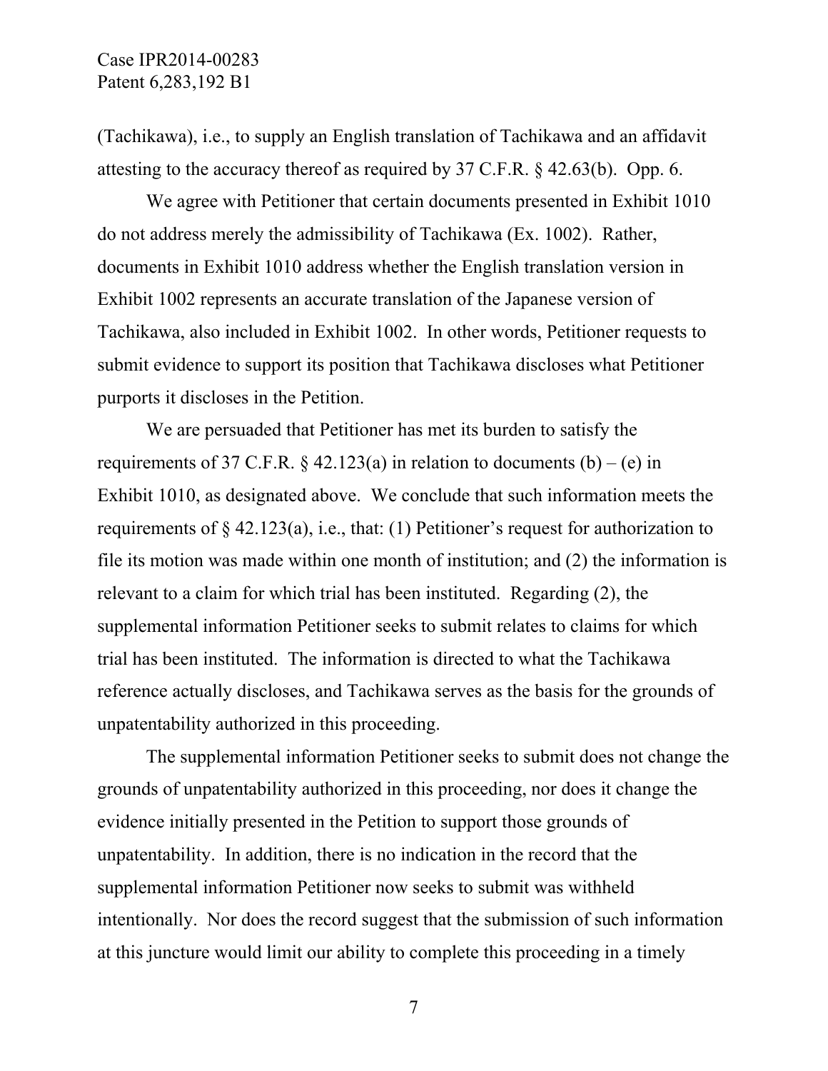(Tachikawa), i.e., to supply an English translation of Tachikawa and an affidavit attesting to the accuracy thereof as required by 37 C.F.R. § 42.63(b). Opp. 6.

We agree with Petitioner that certain documents presented in Exhibit 1010 do not address merely the admissibility of Tachikawa (Ex. 1002). Rather, documents in Exhibit 1010 address whether the English translation version in Exhibit 1002 represents an accurate translation of the Japanese version of Tachikawa, also included in Exhibit 1002. In other words, Petitioner requests to submit evidence to support its position that Tachikawa discloses what Petitioner purports it discloses in the Petition.

We are persuaded that Petitioner has met its burden to satisfy the requirements of 37 C.F.R. § 42.123(a) in relation to documents (b) – (e) in Exhibit 1010, as designated above. We conclude that such information meets the requirements of § 42.123(a), i.e., that: (1) Petitioner's request for authorization to file its motion was made within one month of institution; and (2) the information is relevant to a claim for which trial has been instituted. Regarding (2), the supplemental information Petitioner seeks to submit relates to claims for which trial has been instituted. The information is directed to what the Tachikawa reference actually discloses, and Tachikawa serves as the basis for the grounds of unpatentability authorized in this proceeding.

The supplemental information Petitioner seeks to submit does not change the grounds of unpatentability authorized in this proceeding, nor does it change the evidence initially presented in the Petition to support those grounds of unpatentability. In addition, there is no indication in the record that the supplemental information Petitioner now seeks to submit was withheld intentionally. Nor does the record suggest that the submission of such information at this juncture would limit our ability to complete this proceeding in a timely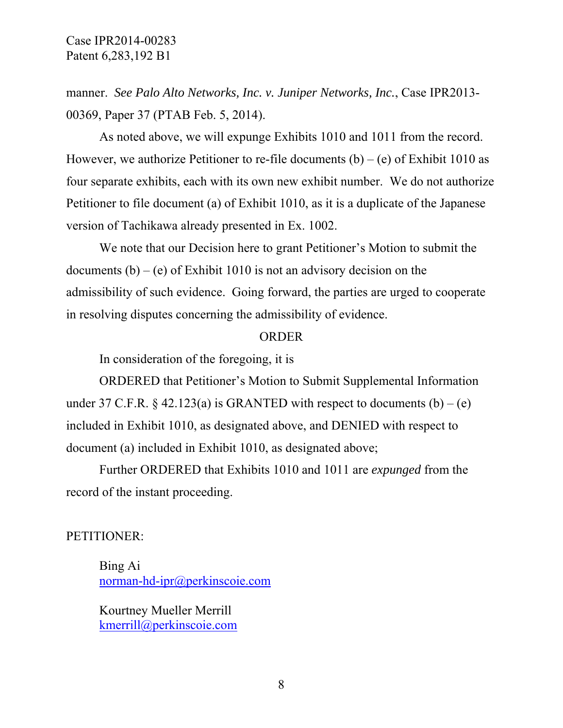manner. *See Palo Alto Networks, Inc. v. Juniper Networks, Inc.*, Case IPR2013-00369, Paper 37 (PTAB Feb. 5, 2014).

As noted above, we will expunge Exhibits 1010 and 1011 from the record. However, we authorize Petitioner to re-file documents (b) – (e) of Exhibit 1010 as four separate exhibits, each with its own new exhibit number. We do not authorize Petitioner to file document (a) of Exhibit 1010, as it is a duplicate of the Japanese version of Tachikawa already presented in Ex. 1002.

We note that our Decision here to grant Petitioner's Motion to submit the documents (b) – (e) of Exhibit 1010 is not an advisory decision on the admissibility of such evidence. Going forward, the parties are urged to cooperate in resolving disputes concerning the admissibility of evidence.

## ORDER

In consideration of the foregoing, it is

ORDERED that Petitioner's Motion to Submit Supplemental Information under 37 C.F.R. § 42.123(a) is GRANTED with respect to documents (b) – (e) included in Exhibit 1010, as designated above, and DENIED with respect to document (a) included in Exhibit 1010, as designated above;

Further ORDERED that Exhibits 1010 and 1011 are *expunged* from the record of the instant proceeding.

PETITIONER:

Bing Ai
norman-hd-ipr@perkinscoie.com

Kourtney Mueller Merrill
kmerrill@perkinscoie.com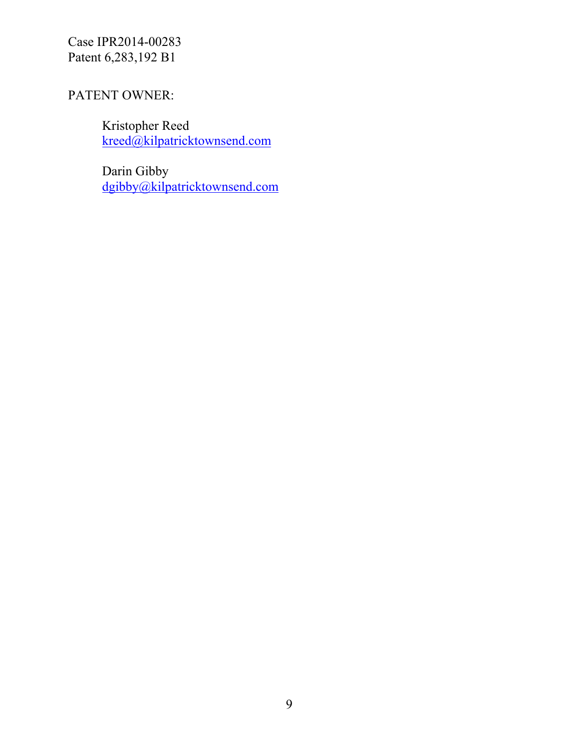Case IPR2014-00283
Patent 6,283,192 B1

PATENT OWNER:

Kristopher Reed
kreed@kilpatricktownsend.com

Darin Gibby
dgibby@kilpatricktownsend.com